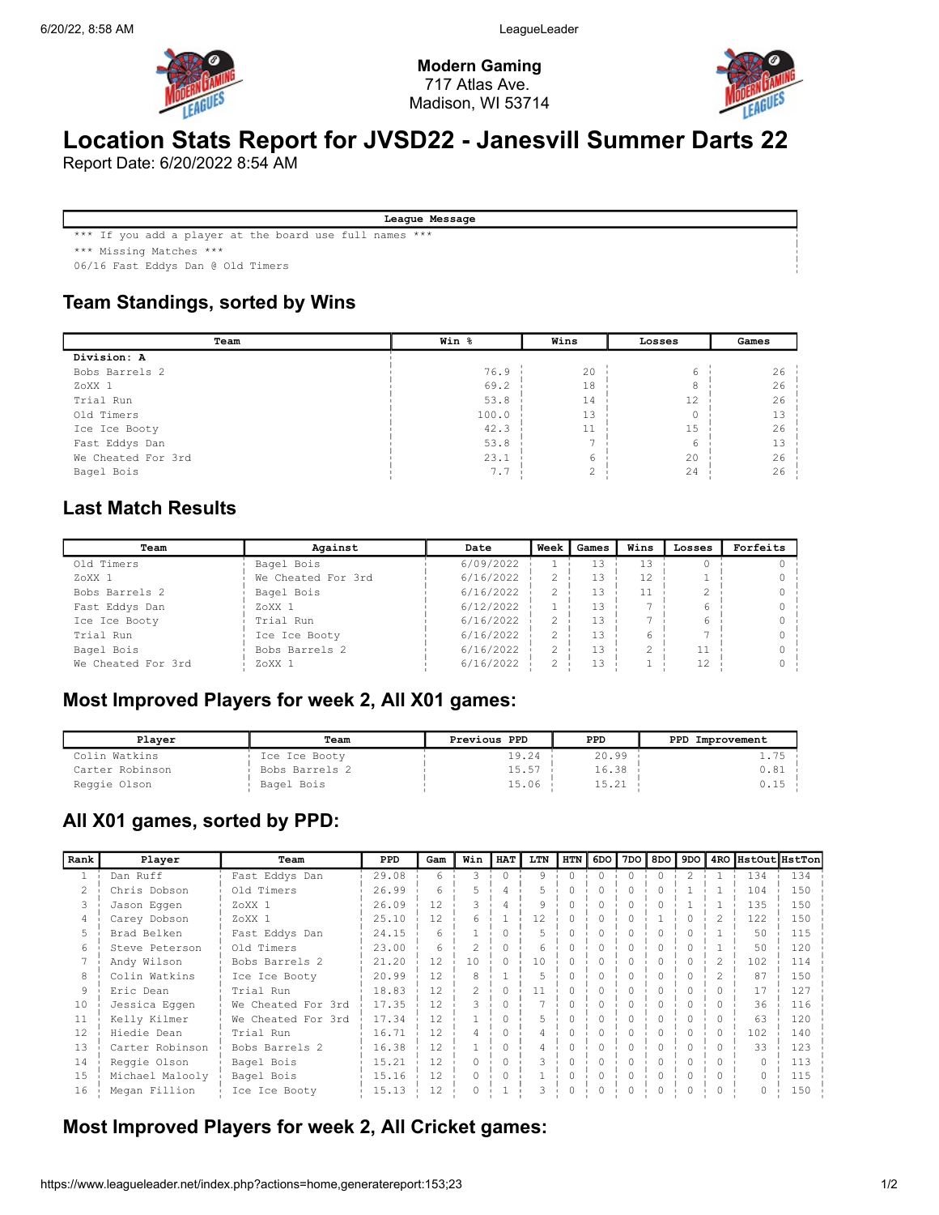Modern Gaming
717 Atlas Ave.
Madison, WI 53714

# Location Stats Report for JVSD22 - Janesvill Summer Darts 22

Report Date: 6/20/2022 8:54 AM

| League Message |
|---|
| *** If you add a player at the board use full names *** |
| *** Missing Matches *** |
| 06/16 Fast Eddys Dan @ Old Timers |

## Team Standings, sorted by Wins

| Team | Win % | Wins | Losses | Games |
|---|---|---|---|---|
| **Division: A** | | | | |
| Bobs Barrels 2 | 76.9 | 20 | 6 | 26 |
| ZoXX 1 | 69.2 | 18 | 8 | 26 |
| Trial Run | 53.8 | 14 | 12 | 26 |
| Old Timers | 100.0 | 13 | 0 | 13 |
| Ice Ice Booty | 42.3 | 11 | 15 | 26 |
| Fast Eddys Dan | 53.8 | 7 | 6 | 13 |
| We Cheated For 3rd | 23.1 | 6 | 20 | 26 |
| Bagel Bois | 7.7 | 2 | 24 | 26 |

## Last Match Results

| Team | Against | Date | Week | Games | Wins | Losses | Forfeits |
|---|---|---|---|---|---|---|---|
| Old Timers | Bagel Bois | 6/09/2022 | 1 | 13 | 13 | 0 | 0 |
| ZoXX 1 | We Cheated For 3rd | 6/16/2022 | 2 | 13 | 12 | 1 | 0 |
| Bobs Barrels 2 | Bagel Bois | 6/16/2022 | 2 | 13 | 11 | 2 | 0 |
| Fast Eddys Dan | ZoXX 1 | 6/12/2022 | 1 | 13 | 7 | 6 | 0 |
| Ice Ice Booty | Trial Run | 6/16/2022 | 2 | 13 | 7 | 6 | 0 |
| Trial Run | Ice Ice Booty | 6/16/2022 | 2 | 13 | 6 | 7 | 0 |
| Bagel Bois | Bobs Barrels 2 | 6/16/2022 | 2 | 13 | 2 | 11 | 0 |
| We Cheated For 3rd | ZoXX 1 | 6/16/2022 | 2 | 13 | 1 | 12 | 0 |

## Most Improved Players for week 2, All X01 games:

| Player | Team | Previous PPD | PPD | PPD Improvement |
|---|---|---|---|---|
| Colin Watkins | Ice Ice Booty | 19.24 | 20.99 | 1.75 |
| Carter Robinson | Bobs Barrels 2 | 15.57 | 16.38 | 0.81 |
| Reggie Olson | Bagel Bois | 15.06 | 15.21 | 0.15 |

## All X01 games, sorted by PPD:

| Rank | Player | Team | PPD | Gam | Win | HAT | LTN | HTN | 6DO | 7DO | 8DO | 9DO | 4RO | HstOut | HstTon |
|---|---|---|---|---|---|---|---|---|---|---|---|---|---|---|---|
| 1 | Dan Ruff | Fast Eddys Dan | 29.08 | 6 | 3 | 0 | 9 | 0 | 0 | 0 | 0 | 2 | 1 | 134 | 134 |
| 2 | Chris Dobson | Old Timers | 26.99 | 6 | 5 | 4 | 5 | 0 | 0 | 0 | 0 | 1 | 1 | 104 | 150 |
| 3 | Jason Eggen | ZoXX 1 | 26.09 | 12 | 3 | 4 | 9 | 0 | 0 | 0 | 0 | 1 | 1 | 135 | 150 |
| 4 | Carey Dobson | ZoXX 1 | 25.10 | 12 | 6 | 1 | 12 | 0 | 0 | 0 | 1 | 0 | 2 | 122 | 150 |
| 5 | Brad Belken | Fast Eddys Dan | 24.15 | 6 | 1 | 0 | 5 | 0 | 0 | 0 | 0 | 0 | 1 | 50 | 115 |
| 6 | Steve Peterson | Old Timers | 23.00 | 6 | 2 | 0 | 6 | 0 | 0 | 0 | 0 | 0 | 1 | 50 | 120 |
| 7 | Andy Wilson | Bobs Barrels 2 | 21.20 | 12 | 10 | 0 | 10 | 0 | 0 | 0 | 0 | 0 | 2 | 102 | 114 |
| 8 | Colin Watkins | Ice Ice Booty | 20.99 | 12 | 8 | 1 | 5 | 0 | 0 | 0 | 0 | 0 | 2 | 87 | 150 |
| 9 | Eric Dean | Trial Run | 18.83 | 12 | 2 | 0 | 11 | 0 | 0 | 0 | 0 | 0 | 0 | 17 | 127 |
| 10 | Jessica Eggen | We Cheated For 3rd | 17.35 | 12 | 3 | 0 | 7 | 0 | 0 | 0 | 0 | 0 | 0 | 36 | 116 |
| 11 | Kelly Kilmer | We Cheated For 3rd | 17.34 | 12 | 1 | 0 | 5 | 0 | 0 | 0 | 0 | 0 | 0 | 63 | 120 |
| 12 | Hiedie Dean | Trial Run | 16.71 | 12 | 4 | 0 | 4 | 0 | 0 | 0 | 0 | 0 | 0 | 102 | 140 |
| 13 | Carter Robinson | Bobs Barrels 2 | 16.38 | 12 | 1 | 0 | 4 | 0 | 0 | 0 | 0 | 0 | 0 | 33 | 123 |
| 14 | Reggie Olson | Bagel Bois | 15.21 | 12 | 0 | 0 | 3 | 0 | 0 | 0 | 0 | 0 | 0 | 0 | 113 |
| 15 | Michael Malooly | Bagel Bois | 15.16 | 12 | 0 | 0 | 1 | 0 | 0 | 0 | 0 | 0 | 0 | 0 | 115 |
| 16 | Megan Fillion | Ice Ice Booty | 15.13 | 12 | 0 | 1 | 3 | 0 | 0 | 0 | 0 | 0 | 0 | 0 | 150 |

## Most Improved Players for week 2, All Cricket games: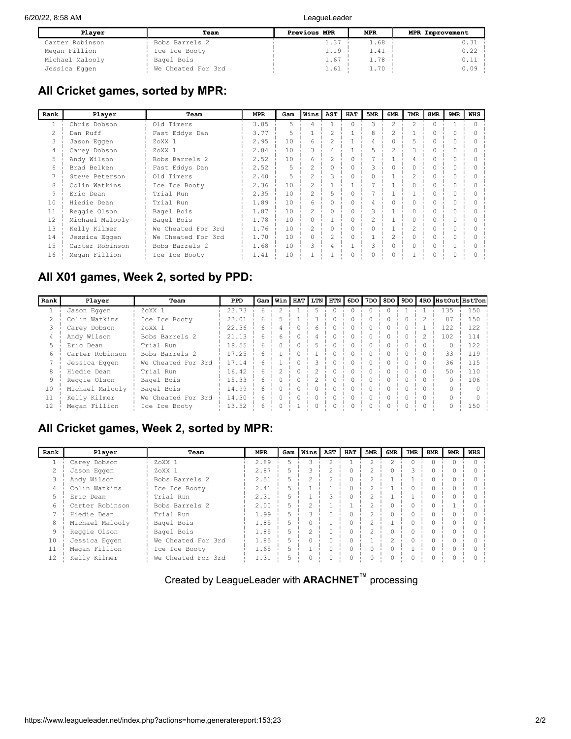| Player | Team | Previous MPR | MPR | MPR Improvement |
|---|---|---|---|---|
| Carter Robinson | Bobs Barrels 2 | 1.37 | 1.68 | 0.31 |
| Megan Fillion | Ice Ice Booty | 1.19 | 1.41 | 0.22 |
| Michael Malooly | Bagel Bois | 1.67 | 1.78 | 0.11 |
| Jessica Eggen | We Cheated For 3rd | 1.61 | 1.70 | 0.09 |

## All Cricket games, sorted by MPR:

| Rank | Player | Team | MPR | Gam | Wins | AST | HAT | 5MR | 6MR | 7MR | 8MR | 9MR | WHS |
|---|---|---|---|---|---|---|---|---|---|---|---|---|---|
| 1 | Chris Dobson | Old Timers | 3.85 | 5 | 4 | 1 | 0 | 3 | 2 | 2 | 0 | 1 | 0 |
| 2 | Dan Ruff | Fast Eddys Dan | 3.77 | 5 | 1 | 2 | 1 | 8 | 2 | 1 | 0 | 0 | 0 |
| 3 | Jason Eggen | ZoXX 1 | 2.95 | 10 | 6 | 2 | 1 | 4 | 0 | 5 | 0 | 0 | 0 |
| 4 | Carey Dobson | ZoXX 1 | 2.84 | 10 | 3 | 4 | 1 | 5 | 2 | 3 | 0 | 0 | 0 |
| 5 | Andy Wilson | Bobs Barrels 2 | 2.52 | 10 | 6 | 2 | 0 | 7 | 1 | 4 | 0 | 0 | 0 |
| 6 | Brad Belken | Fast Eddys Dan | 2.52 | 5 | 2 | 0 | 0 | 3 | 0 | 0 | 0 | 0 | 0 |
| 7 | Steve Peterson | Old Timers | 2.40 | 5 | 2 | 3 | 0 | 0 | 1 | 2 | 0 | 0 | 0 |
| 8 | Colin Watkins | Ice Ice Booty | 2.36 | 10 | 2 | 1 | 1 | 7 | 1 | 0 | 0 | 0 | 0 |
| 9 | Eric Dean | Trial Run | 2.35 | 10 | 2 | 5 | 0 | 7 | 1 | 1 | 0 | 0 | 0 |
| 10 | Hiedie Dean | Trial Run | 1.89 | 10 | 6 | 0 | 0 | 4 | 0 | 0 | 0 | 0 | 0 |
| 11 | Reggie Olson | Bagel Bois | 1.87 | 10 | 2 | 0 | 0 | 3 | 1 | 0 | 0 | 0 | 0 |
| 12 | Michael Malooly | Bagel Bois | 1.78 | 10 | 0 | 1 | 0 | 2 | 1 | 0 | 0 | 0 | 0 |
| 13 | Kelly Kilmer | We Cheated For 3rd | 1.76 | 10 | 2 | 0 | 0 | 0 | 1 | 2 | 0 | 0 | 0 |
| 14 | Jessica Eggen | We Cheated For 3rd | 1.70 | 10 | 0 | 2 | 0 | 1 | 2 | 0 | 0 | 0 | 0 |
| 15 | Carter Robinson | Bobs Barrels 2 | 1.68 | 10 | 3 | 4 | 1 | 3 | 0 | 0 | 0 | 1 | 0 |
| 16 | Megan Fillion | Ice Ice Booty | 1.41 | 10 | 1 | 1 | 0 | 0 | 0 | 1 | 0 | 0 | 0 |

## All X01 games, Week 2, sorted by PPD:

| Rank | Player | Team | PPD | Gam | Win | HAT | LTN | HTN | 6DO | 7DO | 8DO | 9DO | 4RO | HstOut | HstTon |
|---|---|---|---|---|---|---|---|---|---|---|---|---|---|---|---|
| 1 | Jason Eggen | ZoXX 1 | 23.73 | 6 | 2 | 1 | 5 | 0 | 0 | 0 | 0 | 1 | 1 | 135 | 150 |
| 2 | Colin Watkins | Ice Ice Booty | 23.01 | 6 | 5 | 1 | 3 | 0 | 0 | 0 | 0 | 0 | 2 | 87 | 150 |
| 3 | Carey Dobson | ZoXX 1 | 22.36 | 6 | 4 | 0 | 6 | 0 | 0 | 0 | 0 | 0 | 1 | 122 | 122 |
| 4 | Andy Wilson | Bobs Barrels 2 | 21.13 | 6 | 6 | 0 | 4 | 0 | 0 | 0 | 0 | 0 | 2 | 102 | 114 |
| 5 | Eric Dean | Trial Run | 18.55 | 6 | 0 | 0 | 5 | 0 | 0 | 0 | 0 | 0 | 0 | 0 | 122 |
| 6 | Carter Robinson | Bobs Barrels 2 | 17.25 | 6 | 1 | 0 | 1 | 0 | 0 | 0 | 0 | 0 | 0 | 33 | 119 |
| 7 | Jessica Eggen | We Cheated For 3rd | 17.14 | 6 | 1 | 0 | 3 | 0 | 0 | 0 | 0 | 0 | 0 | 36 | 115 |
| 8 | Hiedie Dean | Trial Run | 16.42 | 6 | 2 | 0 | 2 | 0 | 0 | 0 | 0 | 0 | 0 | 50 | 110 |
| 9 | Reggie Olson | Bagel Bois | 15.33 | 6 | 0 | 0 | 2 | 0 | 0 | 0 | 0 | 0 | 0 | 0 | 106 |
| 10 | Michael Malooly | Bagel Bois | 14.99 | 6 | 0 | 0 | 0 | 0 | 0 | 0 | 0 | 0 | 0 | 0 | 0 |
| 11 | Kelly Kilmer | We Cheated For 3rd | 14.30 | 6 | 0 | 0 | 0 | 0 | 0 | 0 | 0 | 0 | 0 | 0 | 0 |
| 12 | Megan Fillion | Ice Ice Booty | 13.52 | 6 | 0 | 1 | 0 | 0 | 0 | 0 | 0 | 0 | 0 | 0 | 150 |

## All Cricket games, Week 2, sorted by MPR:

| Rank | Player | Team | MPR | Gam | Wins | AST | HAT | 5MR | 6MR | 7MR | 8MR | 9MR | WHS |
|---|---|---|---|---|---|---|---|---|---|---|---|---|---|
| 1 | Carey Dobson | ZoXX 1 | 2.89 | 5 | 3 | 2 | 1 | 2 | 2 | 0 | 0 | 0 | 0 |
| 2 | Jason Eggen | ZoXX 1 | 2.87 | 5 | 3 | 2 | 0 | 2 | 0 | 3 | 0 | 0 | 0 |
| 3 | Andy Wilson | Bobs Barrels 2 | 2.51 | 5 | 2 | 2 | 0 | 2 | 1 | 1 | 0 | 0 | 0 |
| 4 | Colin Watkins | Ice Ice Booty | 2.41 | 5 | 1 | 1 | 0 | 2 | 1 | 0 | 0 | 0 | 0 |
| 5 | Eric Dean | Trial Run | 2.31 | 5 | 1 | 3 | 0 | 2 | 1 | 1 | 0 | 0 | 0 |
| 6 | Carter Robinson | Bobs Barrels 2 | 2.00 | 5 | 2 | 1 | 1 | 2 | 0 | 0 | 0 | 1 | 0 |
| 7 | Hiedie Dean | Trial Run | 1.99 | 5 | 3 | 0 | 0 | 2 | 0 | 0 | 0 | 0 | 0 |
| 8 | Michael Malooly | Bagel Bois | 1.85 | 5 | 0 | 1 | 0 | 2 | 1 | 0 | 0 | 0 | 0 |
| 9 | Reggie Olson | Bagel Bois | 1.85 | 5 | 2 | 0 | 0 | 2 | 0 | 0 | 0 | 0 | 0 |
| 10 | Jessica Eggen | We Cheated For 3rd | 1.85 | 5 | 0 | 0 | 0 | 1 | 2 | 0 | 0 | 0 | 0 |
| 11 | Megan Fillion | Ice Ice Booty | 1.65 | 5 | 1 | 0 | 0 | 0 | 0 | 1 | 0 | 0 | 0 |
| 12 | Kelly Kilmer | We Cheated For 3rd | 1.31 | 5 | 0 | 0 | 0 | 0 | 0 | 0 | 0 | 0 | 0 |

Created by LeagueLeader with **ARACHNET™** processing